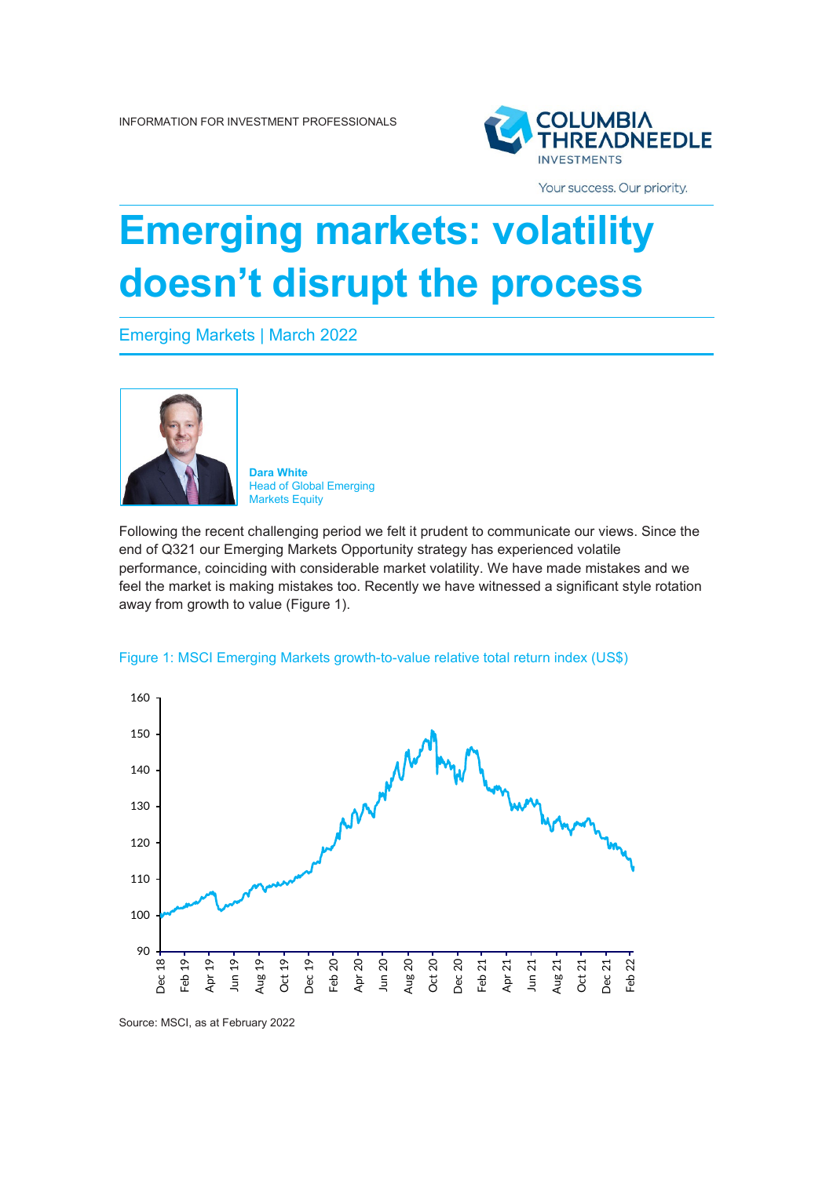INFORMATION FOR INVESTMENT PROFESSIONALS

# Emerging markets: volatility doesn't disrupt the process

Emerging Markets | March 2022

**Dara White**
Head of Global Emerging Markets Equity

Following the recent challenging period we felt it prudent to communicate our views. Since the end of Q321 our Emerging Markets Opportunity strategy has experienced volatile performance, coinciding with considerable market volatility. We have made mistakes and we feel the market is making mistakes too. Recently we have witnessed a significant style rotation away from growth to value (Figure 1).

Figure 1: MSCI Emerging Markets growth-to-value relative total return index (US$)

Source: MSCI, as at February 2022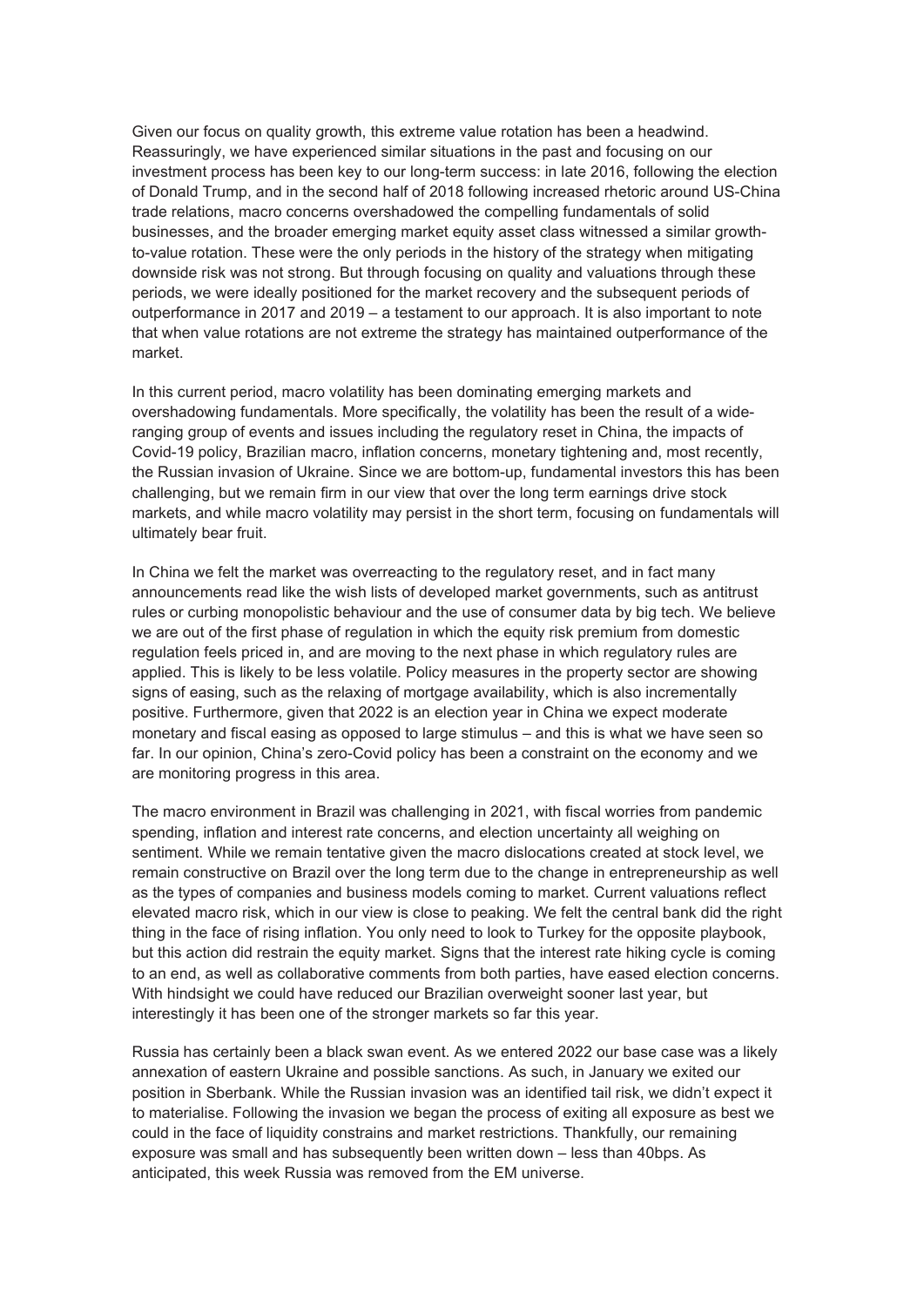Given our focus on quality growth, this extreme value rotation has been a headwind. Reassuringly, we have experienced similar situations in the past and focusing on our investment process has been key to our long-term success: in late 2016, following the election of Donald Trump, and in the second half of 2018 following increased rhetoric around US-China trade relations, macro concerns overshadowed the compelling fundamentals of solid businesses, and the broader emerging market equity asset class witnessed a similar growth-to-value rotation. These were the only periods in the history of the strategy when mitigating downside risk was not strong. But through focusing on quality and valuations through these periods, we were ideally positioned for the market recovery and the subsequent periods of outperformance in 2017 and 2019 – a testament to our approach. It is also important to note that when value rotations are not extreme the strategy has maintained outperformance of the market.

In this current period, macro volatility has been dominating emerging markets and overshadowing fundamentals. More specifically, the volatility has been the result of a wide-ranging group of events and issues including the regulatory reset in China, the impacts of Covid-19 policy, Brazilian macro, inflation concerns, monetary tightening and, most recently, the Russian invasion of Ukraine. Since we are bottom-up, fundamental investors this has been challenging, but we remain firm in our view that over the long term earnings drive stock markets, and while macro volatility may persist in the short term, focusing on fundamentals will ultimately bear fruit.

In China we felt the market was overreacting to the regulatory reset, and in fact many announcements read like the wish lists of developed market governments, such as antitrust rules or curbing monopolistic behaviour and the use of consumer data by big tech. We believe we are out of the first phase of regulation in which the equity risk premium from domestic regulation feels priced in, and are moving to the next phase in which regulatory rules are applied. This is likely to be less volatile. Policy measures in the property sector are showing signs of easing, such as the relaxing of mortgage availability, which is also incrementally positive. Furthermore, given that 2022 is an election year in China we expect moderate monetary and fiscal easing as opposed to large stimulus – and this is what we have seen so far. In our opinion, China's zero-Covid policy has been a constraint on the economy and we are monitoring progress in this area.

The macro environment in Brazil was challenging in 2021, with fiscal worries from pandemic spending, inflation and interest rate concerns, and election uncertainty all weighing on sentiment. While we remain tentative given the macro dislocations created at stock level, we remain constructive on Brazil over the long term due to the change in entrepreneurship as well as the types of companies and business models coming to market. Current valuations reflect elevated macro risk, which in our view is close to peaking. We felt the central bank did the right thing in the face of rising inflation. You only need to look to Turkey for the opposite playbook, but this action did restrain the equity market. Signs that the interest rate hiking cycle is coming to an end, as well as collaborative comments from both parties, have eased election concerns. With hindsight we could have reduced our Brazilian overweight sooner last year, but interestingly it has been one of the stronger markets so far this year.

Russia has certainly been a black swan event. As we entered 2022 our base case was a likely annexation of eastern Ukraine and possible sanctions. As such, in January we exited our position in Sberbank. While the Russian invasion was an identified tail risk, we didn't expect it to materialise. Following the invasion we began the process of exiting all exposure as best we could in the face of liquidity constrains and market restrictions. Thankfully, our remaining exposure was small and has subsequently been written down – less than 40bps. As anticipated, this week Russia was removed from the EM universe.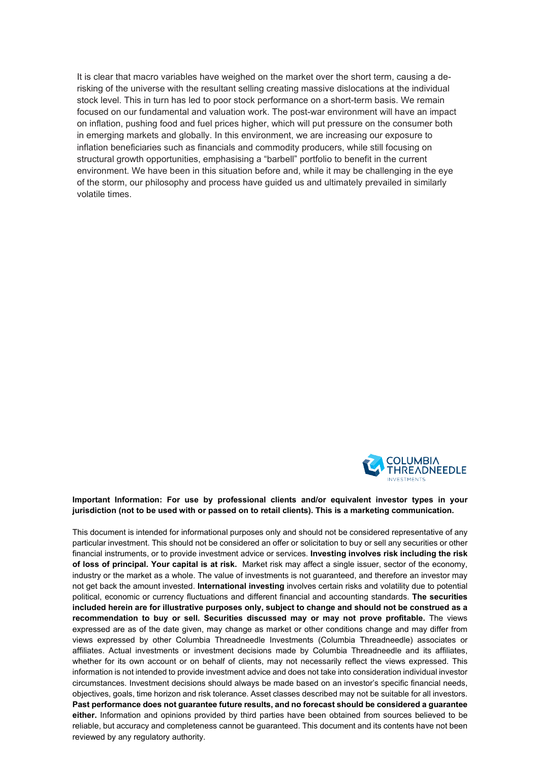It is clear that macro variables have weighed on the market over the short term, causing a de-risking of the universe with the resultant selling creating massive dislocations at the individual stock level. This in turn has led to poor stock performance on a short-term basis. We remain focused on our fundamental and valuation work. The post-war environment will have an impact on inflation, pushing food and fuel prices higher, which will put pressure on the consumer both in emerging markets and globally. In this environment, we are increasing our exposure to inflation beneficiaries such as financials and commodity producers, while still focusing on structural growth opportunities, emphasising a "barbell" portfolio to benefit in the current environment. We have been in this situation before and, while it may be challenging in the eye of the storm, our philosophy and process have guided us and ultimately prevailed in similarly volatile times.

COLUMBIA THREADNEEDLE INVESTMENTS

**Important Information: For use by professional clients and/or equivalent investor types in your jurisdiction (not to be used with or passed on to retail clients). This is a marketing communication.**

This document is intended for informational purposes only and should not be considered representative of any particular investment. This should not be considered an offer or solicitation to buy or sell any securities or other financial instruments, or to provide investment advice or services. **Investing involves risk including the risk of loss of principal. Your capital is at risk.** Market risk may affect a single issuer, sector of the economy, industry or the market as a whole. The value of investments is not guaranteed, and therefore an investor may not get back the amount invested. **International investing** involves certain risks and volatility due to potential political, economic or currency fluctuations and different financial and accounting standards. **The securities included herein are for illustrative purposes only, subject to change and should not be construed as a recommendation to buy or sell. Securities discussed may or may not prove profitable.** The views expressed are as of the date given, may change as market or other conditions change and may differ from views expressed by other Columbia Threadneedle Investments (Columbia Threadneedle) associates or affiliates. Actual investments or investment decisions made by Columbia Threadneedle and its affiliates, whether for its own account or on behalf of clients, may not necessarily reflect the views expressed. This information is not intended to provide investment advice and does not take into consideration individual investor circumstances. Investment decisions should always be made based on an investor's specific financial needs, objectives, goals, time horizon and risk tolerance. Asset classes described may not be suitable for all investors. **Past performance does not guarantee future results, and no forecast should be considered a guarantee either.** Information and opinions provided by third parties have been obtained from sources believed to be reliable, but accuracy and completeness cannot be guaranteed. This document and its contents have not been reviewed by any regulatory authority.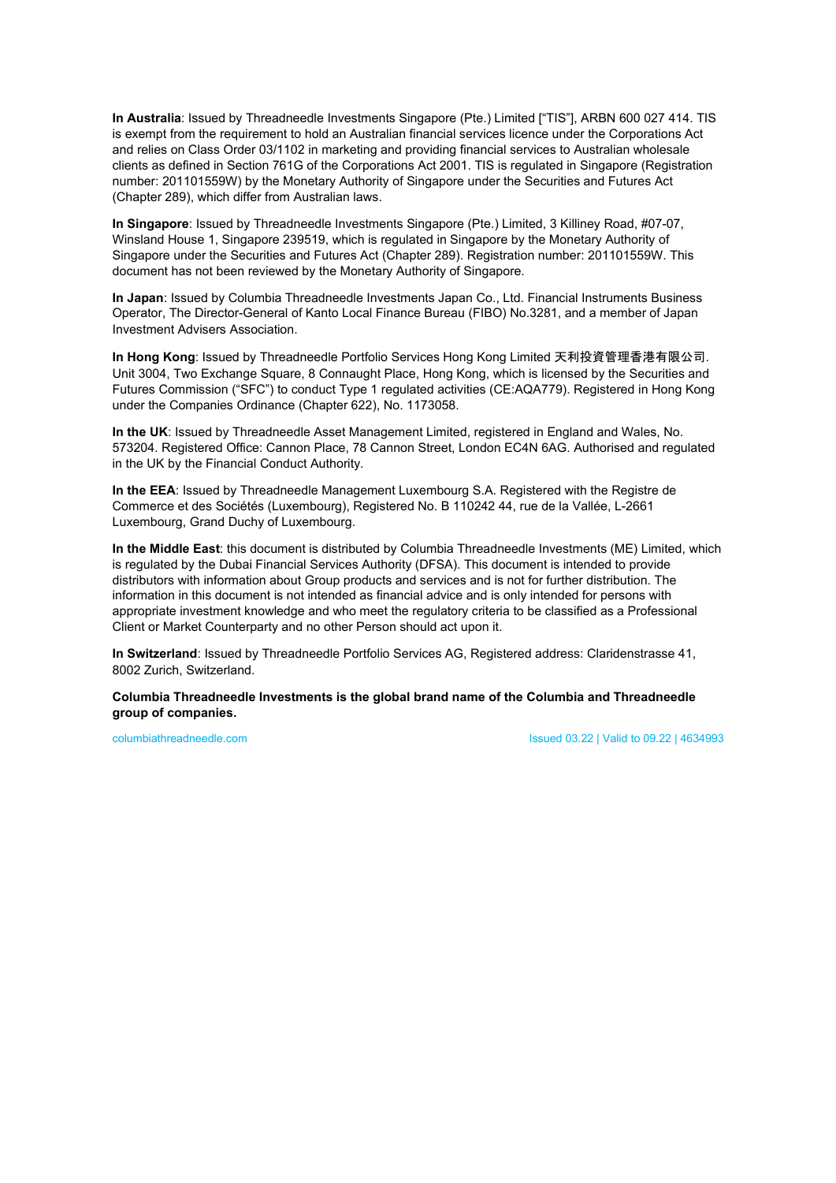**In Australia**: Issued by Threadneedle Investments Singapore (Pte.) Limited ["TIS"], ARBN 600 027 414. TIS is exempt from the requirement to hold an Australian financial services licence under the Corporations Act and relies on Class Order 03/1102 in marketing and providing financial services to Australian wholesale clients as defined in Section 761G of the Corporations Act 2001. TIS is regulated in Singapore (Registration number: 201101559W) by the Monetary Authority of Singapore under the Securities and Futures Act (Chapter 289), which differ from Australian laws.

**In Singapore**: Issued by Threadneedle Investments Singapore (Pte.) Limited, 3 Killiney Road, #07-07, Winsland House 1, Singapore 239519, which is regulated in Singapore by the Monetary Authority of Singapore under the Securities and Futures Act (Chapter 289). Registration number: 201101559W. This document has not been reviewed by the Monetary Authority of Singapore.

**In Japan**: Issued by Columbia Threadneedle Investments Japan Co., Ltd. Financial Instruments Business Operator, The Director-General of Kanto Local Finance Bureau (FIBO) No.3281, and a member of Japan Investment Advisers Association.

**In Hong Kong**: Issued by Threadneedle Portfolio Services Hong Kong Limited 天利投資管理香港有限公司. Unit 3004, Two Exchange Square, 8 Connaught Place, Hong Kong, which is licensed by the Securities and Futures Commission ("SFC") to conduct Type 1 regulated activities (CE:AQA779). Registered in Hong Kong under the Companies Ordinance (Chapter 622), No. 1173058.

**In the UK**: Issued by Threadneedle Asset Management Limited, registered in England and Wales, No. 573204. Registered Office: Cannon Place, 78 Cannon Street, London EC4N 6AG. Authorised and regulated in the UK by the Financial Conduct Authority.

**In the EEA**: Issued by Threadneedle Management Luxembourg S.A. Registered with the Registre de Commerce et des Sociétés (Luxembourg), Registered No. B 110242 44, rue de la Vallée, L-2661 Luxembourg, Grand Duchy of Luxembourg.

**In the Middle East**: this document is distributed by Columbia Threadneedle Investments (ME) Limited, which is regulated by the Dubai Financial Services Authority (DFSA). This document is intended to provide distributors with information about Group products and services and is not for further distribution. The information in this document is not intended as financial advice and is only intended for persons with appropriate investment knowledge and who meet the regulatory criteria to be classified as a Professional Client or Market Counterparty and no other Person should act upon it.

**In Switzerland**: Issued by Threadneedle Portfolio Services AG, Registered address: Claridenstrasse 41, 8002 Zurich, Switzerland.

**Columbia Threadneedle Investments is the global brand name of the Columbia and Threadneedle group of companies.**

columbiathreadneedle.com

Issued 03.22 | Valid to 09.22 | 4634993